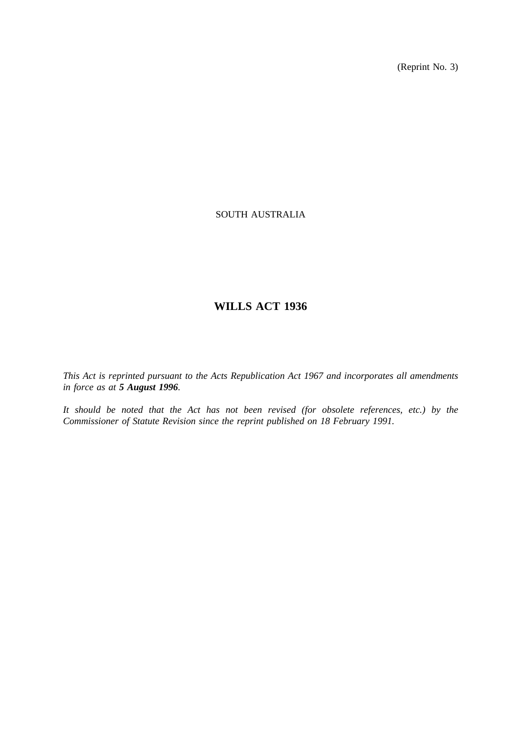(Reprint No. 3)

SOUTH AUSTRALIA

# WILLS ACT 1936

*This Act is reprinted pursuant to the Acts Republication Act 1967 and incorporates all amendments in force as at **5 August 1996**.*

*It should be noted that the Act has not been revised (for obsolete references, etc.) by the Commissioner of Statute Revision since the reprint published on 18 February 1991.*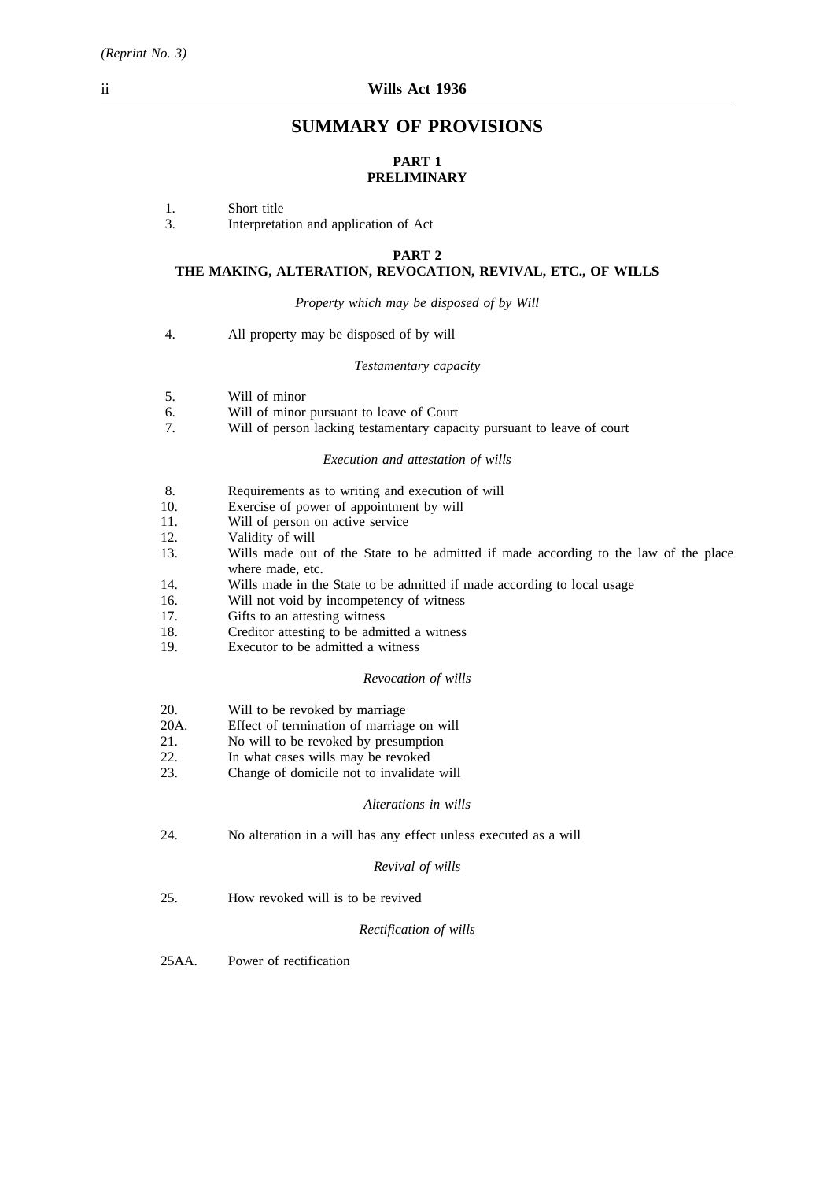# SUMMARY OF PROVISIONS

## PART 1
## PRELIMINARY

1. Short title
3. Interpretation and application of Act

## PART 2
## THE MAKING, ALTERATION, REVOCATION, REVIVAL, ETC., OF WILLS

*Property which may be disposed of by Will*

4. All property may be disposed of by will

*Testamentary capacity*

5. Will of minor
6. Will of minor pursuant to leave of Court
7. Will of person lacking testamentary capacity pursuant to leave of court

*Execution and attestation of wills*

8. Requirements as to writing and execution of will
10. Exercise of power of appointment by will
11. Will of person on active service
12. Validity of will
13. Wills made out of the State to be admitted if made according to the law of the place where made, etc.
14. Wills made in the State to be admitted if made according to local usage
16. Will not void by incompetency of witness
17. Gifts to an attesting witness
18. Creditor attesting to be admitted a witness
19. Executor to be admitted a witness

*Revocation of wills*

20. Will to be revoked by marriage
20A. Effect of termination of marriage on will
21. No will to be revoked by presumption
22. In what cases wills may be revoked
23. Change of domicile not to invalidate will

*Alterations in wills*

24. No alteration in a will has any effect unless executed as a will

*Revival of wills*

25. How revoked will is to be revived

*Rectification of wills*

25AA. Power of rectification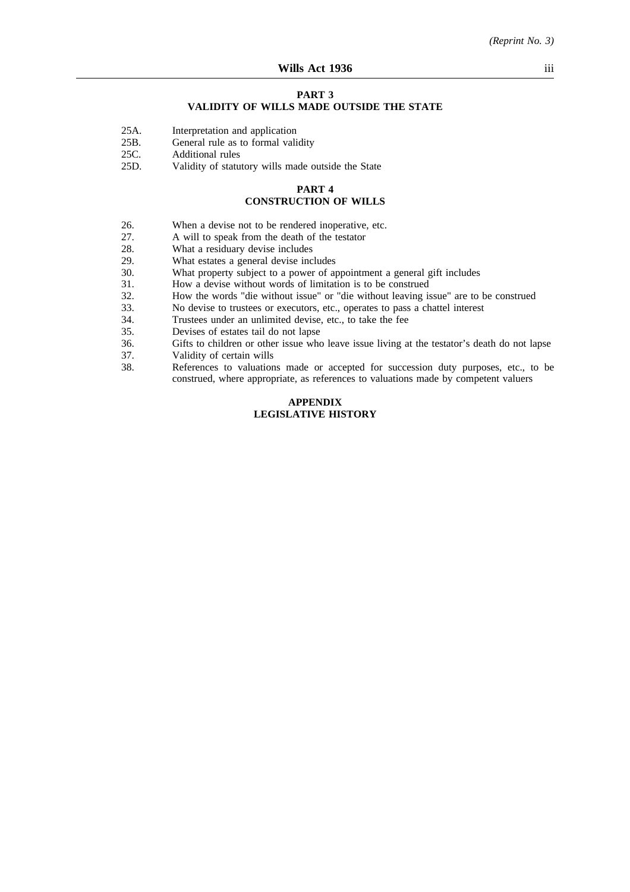## PART 3
## VALIDITY OF WILLS MADE OUTSIDE THE STATE

25A. Interpretation and application
25B. General rule as to formal validity
25C. Additional rules
25D. Validity of statutory wills made outside the State

## PART 4
## CONSTRUCTION OF WILLS

26. When a devise not to be rendered inoperative, etc.
27. A will to speak from the death of the testator
28. What a residuary devise includes
29. What estates a general devise includes
30. What property subject to a power of appointment a general gift includes
31. How a devise without words of limitation is to be construed
32. How the words "die without issue" or "die without leaving issue" are to be construed
33. No devise to trustees or executors, etc., operates to pass a chattel interest
34. Trustees under an unlimited devise, etc., to take the fee
35. Devises of estates tail do not lapse
36. Gifts to children or other issue who leave issue living at the testator's death do not lapse
37. Validity of certain wills
38. References to valuations made or accepted for succession duty purposes, etc., to be construed, where appropriate, as references to valuations made by competent valuers

## APPENDIX
## LEGISLATIVE HISTORY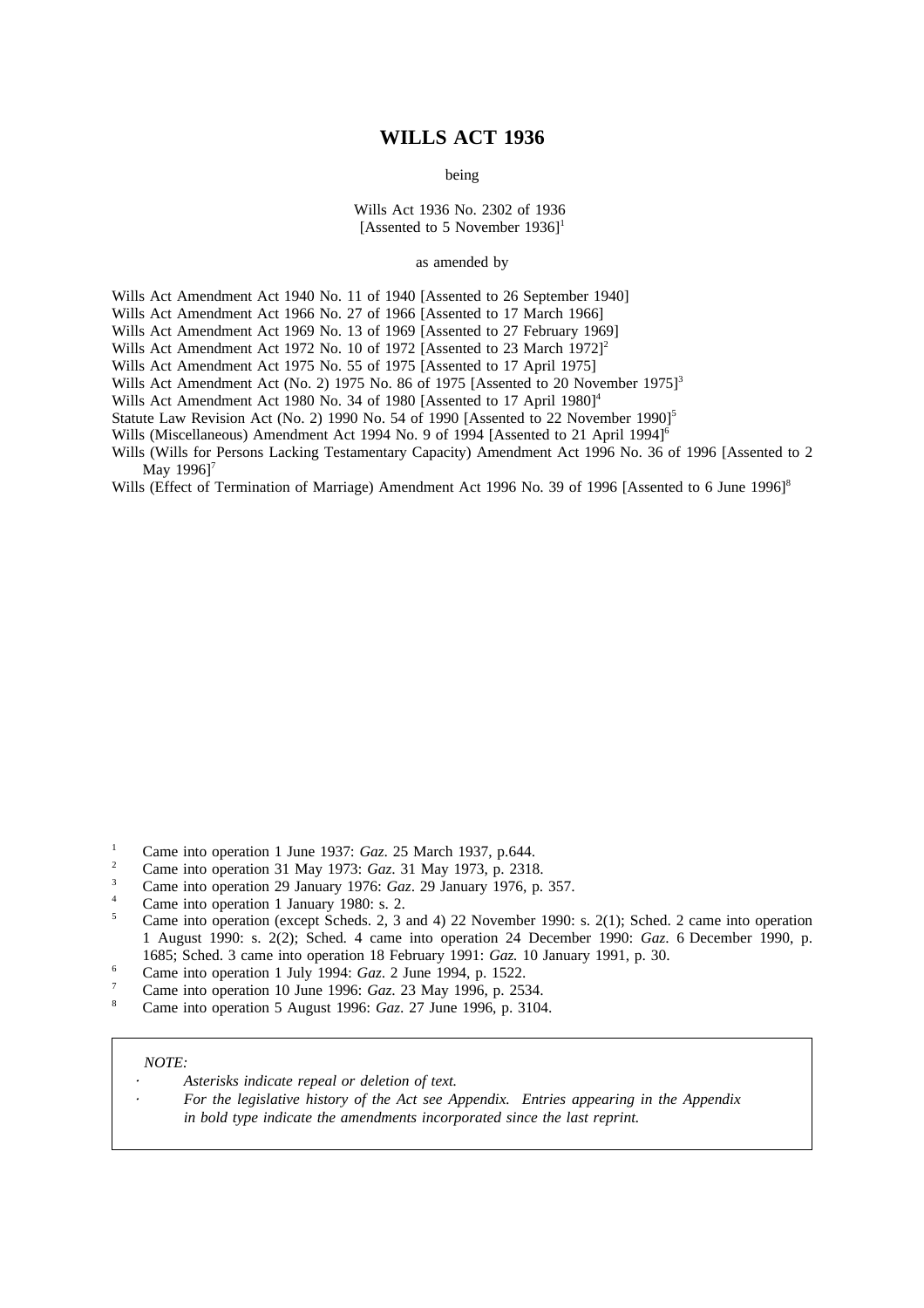# WILLS ACT 1936

being

Wills Act 1936 No. 2302 of 1936
[Assented to 5 November 1936][1]

as amended by

Wills Act Amendment Act 1940 No. 11 of 1940 [Assented to 26 September 1940]
Wills Act Amendment Act 1966 No. 27 of 1966 [Assented to 17 March 1966]
Wills Act Amendment Act 1969 No. 13 of 1969 [Assented to 27 February 1969]
Wills Act Amendment Act 1972 No. 10 of 1972 [Assented to 23 March 1972][2]
Wills Act Amendment Act 1975 No. 55 of 1975 [Assented to 17 April 1975]
Wills Act Amendment Act (No. 2) 1975 No. 86 of 1975 [Assented to 20 November 1975][3]
Wills Act Amendment Act 1980 No. 34 of 1980 [Assented to 17 April 1980][4]
Statute Law Revision Act (No. 2) 1990 No. 54 of 1990 [Assented to 22 November 1990][5]
Wills (Miscellaneous) Amendment Act 1994 No. 9 of 1994 [Assented to 21 April 1994][6]
Wills (Wills for Persons Lacking Testamentary Capacity) Amendment Act 1996 No. 36 of 1996 [Assented to 2 May 1996][7]
Wills (Effect of Termination of Marriage) Amendment Act 1996 No. 39 of 1996 [Assented to 6 June 1996][8]

[1] Came into operation 1 June 1937: *Gaz*. 25 March 1937, p.644.
[2] Came into operation 31 May 1973: *Gaz*. 31 May 1973, p. 2318.
[3] Came into operation 29 January 1976: *Gaz*. 29 January 1976, p. 357.
[4] Came into operation 1 January 1980: s. 2.
[5] Came into operation (except Scheds. 2, 3 and 4) 22 November 1990: s. 2(1); Sched. 2 came into operation 1 August 1990: s. 2(2); Sched. 4 came into operation 24 December 1990: *Gaz*. 6 December 1990, p. 1685; Sched. 3 came into operation 18 February 1991: *Gaz.* 10 January 1991, p. 30.
[6] Came into operation 1 July 1994: *Gaz*. 2 June 1994, p. 1522.
[7] Came into operation 10 June 1996: *Gaz*. 23 May 1996, p. 2534.
[8] Came into operation 5 August 1996: *Gaz*. 27 June 1996, p. 3104.

*NOTE:*

- *Asterisks indicate repeal or deletion of text.*
- *For the legislative history of the Act see Appendix. Entries appearing in the Appendix in bold type indicate the amendments incorporated since the last reprint.*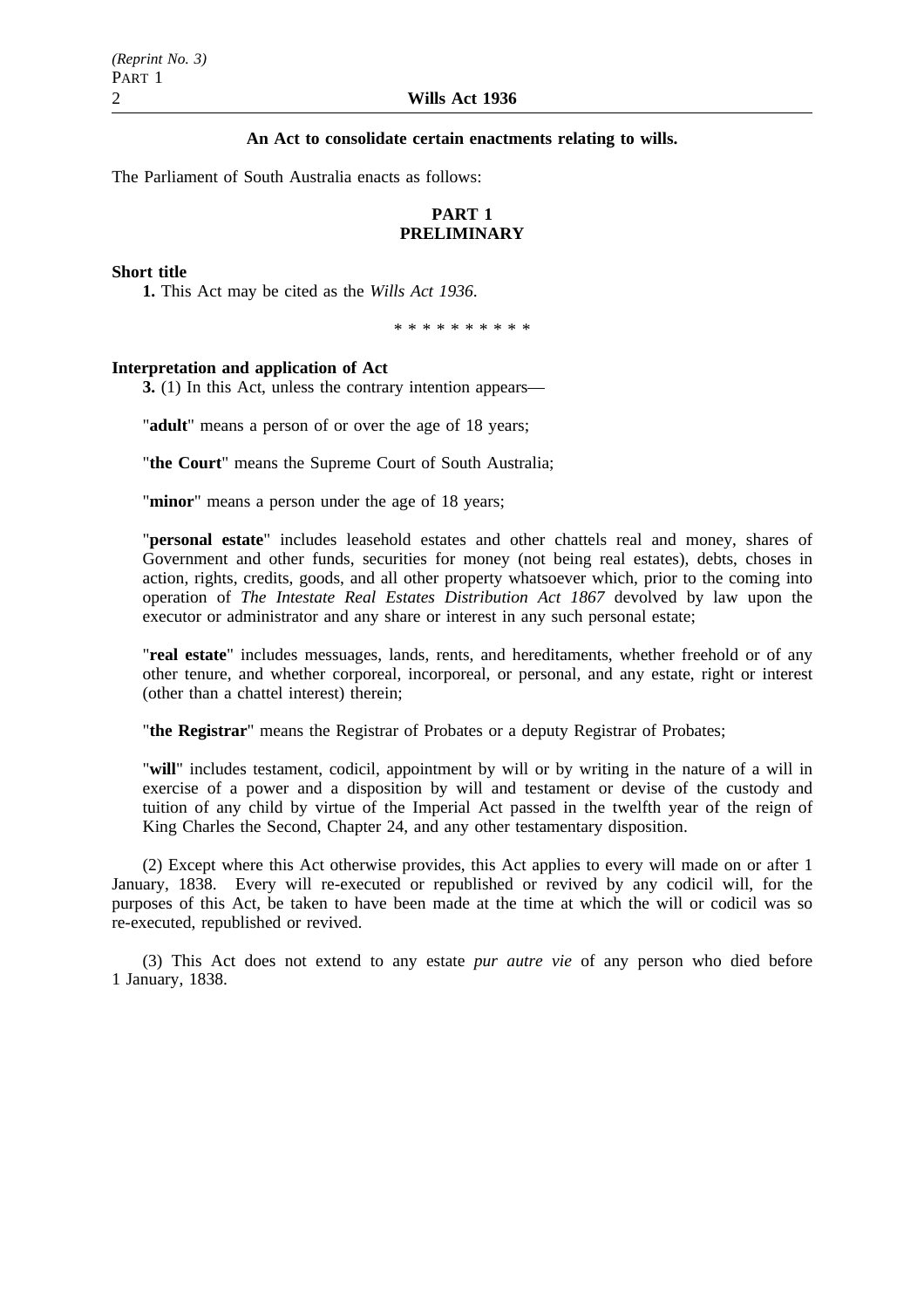**An Act to consolidate certain enactments relating to wills.**

The Parliament of South Australia enacts as follows:

## PART 1
## PRELIMINARY

**Short title**

**1.** This Act may be cited as the *Wills Act 1936*.

\* \* \* \* \* \* \* \* \* \*

**Interpretation and application of Act**

**3.** (1) In this Act, unless the contrary intention appears—

"**adult**" means a person of or over the age of 18 years;

"**the Court**" means the Supreme Court of South Australia;

"**minor**" means a person under the age of 18 years;

"**personal estate**" includes leasehold estates and other chattels real and money, shares of Government and other funds, securities for money (not being real estates), debts, choses in action, rights, credits, goods, and all other property whatsoever which, prior to the coming into operation of *The Intestate Real Estates Distribution Act 1867* devolved by law upon the executor or administrator and any share or interest in any such personal estate;

"**real estate**" includes messuages, lands, rents, and hereditaments, whether freehold or of any other tenure, and whether corporeal, incorporeal, or personal, and any estate, right or interest (other than a chattel interest) therein;

"**the Registrar**" means the Registrar of Probates or a deputy Registrar of Probates;

"**will**" includes testament, codicil, appointment by will or by writing in the nature of a will in exercise of a power and a disposition by will and testament or devise of the custody and tuition of any child by virtue of the Imperial Act passed in the twelfth year of the reign of King Charles the Second, Chapter 24, and any other testamentary disposition.

(2) Except where this Act otherwise provides, this Act applies to every will made on or after 1 January, 1838. Every will re-executed or republished or revived by any codicil will, for the purposes of this Act, be taken to have been made at the time at which the will or codicil was so re-executed, republished or revived.

(3) This Act does not extend to any estate *pur autre vie* of any person who died before 1 January, 1838.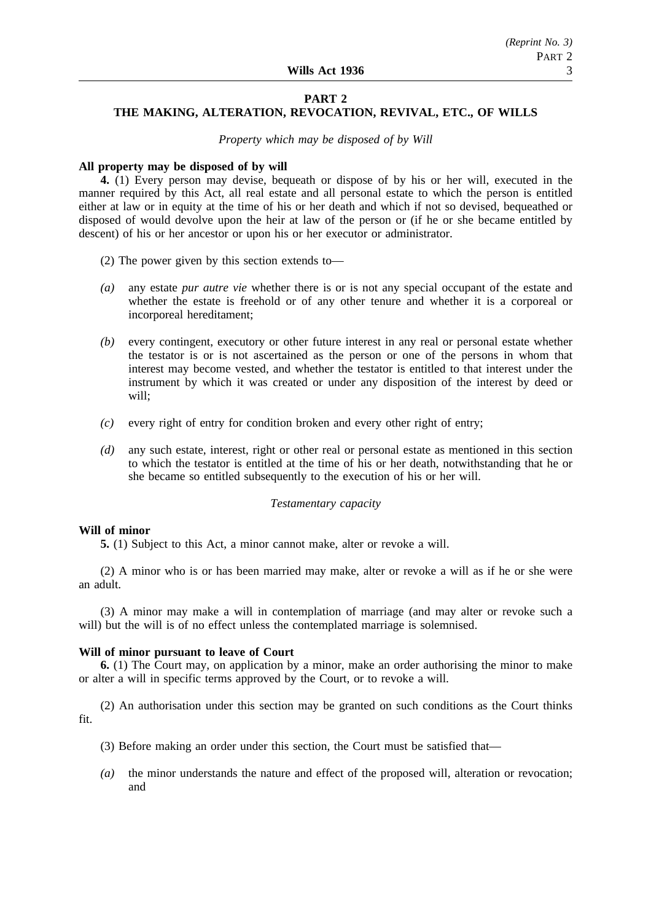## PART 2
## THE MAKING, ALTERATION, REVOCATION, REVIVAL, ETC., OF WILLS

*Property which may be disposed of by Will*

**All property may be disposed of by will**

**4.** (1) Every person may devise, bequeath or dispose of by his or her will, executed in the manner required by this Act, all real estate and all personal estate to which the person is entitled either at law or in equity at the time of his or her death and which if not so devised, bequeathed or disposed of would devolve upon the heir at law of the person or (if he or she became entitled by descent) of his or her ancestor or upon his or her executor or administrator.

(2) The power given by this section extends to—

*(a)* any estate *pur autre vie* whether there is or is not any special occupant of the estate and whether the estate is freehold or of any other tenure and whether it is a corporeal or incorporeal hereditament;

*(b)* every contingent, executory or other future interest in any real or personal estate whether the testator is or is not ascertained as the person or one of the persons in whom that interest may become vested, and whether the testator is entitled to that interest under the instrument by which it was created or under any disposition of the interest by deed or will;

*(c)* every right of entry for condition broken and every other right of entry;

*(d)* any such estate, interest, right or other real or personal estate as mentioned in this section to which the testator is entitled at the time of his or her death, notwithstanding that he or she became so entitled subsequently to the execution of his or her will.

*Testamentary capacity*

**Will of minor**

**5.** (1) Subject to this Act, a minor cannot make, alter or revoke a will.

(2) A minor who is or has been married may make, alter or revoke a will as if he or she were an adult.

(3) A minor may make a will in contemplation of marriage (and may alter or revoke such a will) but the will is of no effect unless the contemplated marriage is solemnised.

**Will of minor pursuant to leave of Court**

**6.** (1) The Court may, on application by a minor, make an order authorising the minor to make or alter a will in specific terms approved by the Court, or to revoke a will.

(2) An authorisation under this section may be granted on such conditions as the Court thinks fit.

(3) Before making an order under this section, the Court must be satisfied that—

*(a)* the minor understands the nature and effect of the proposed will, alteration or revocation; and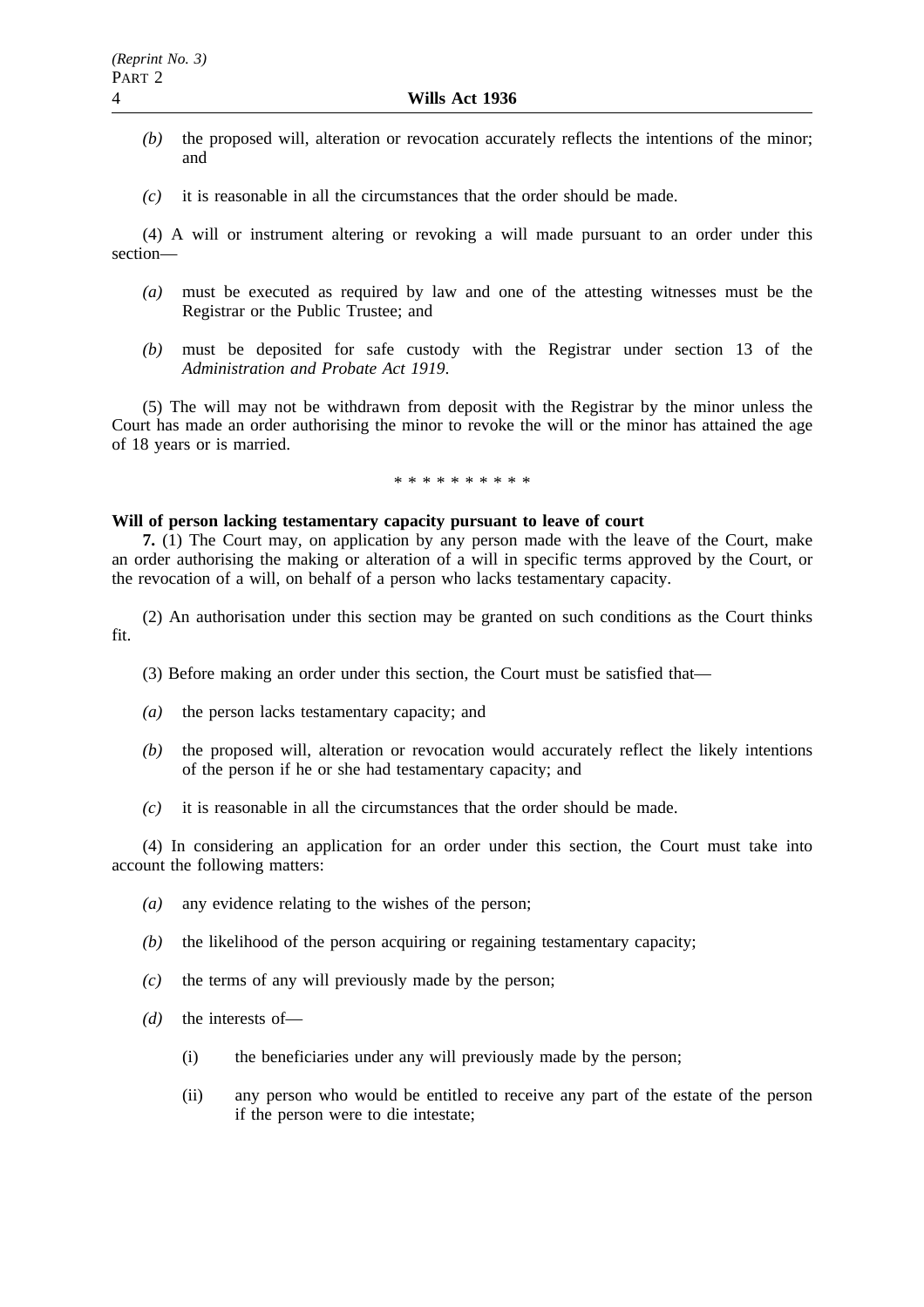*(b)* the proposed will, alteration or revocation accurately reflects the intentions of the minor; and

*(c)* it is reasonable in all the circumstances that the order should be made.

(4) A will or instrument altering or revoking a will made pursuant to an order under this section—

*(a)* must be executed as required by law and one of the attesting witnesses must be the Registrar or the Public Trustee; and

*(b)* must be deposited for safe custody with the Registrar under section 13 of the *Administration and Probate Act 1919*.

(5) The will may not be withdrawn from deposit with the Registrar by the minor unless the Court has made an order authorising the minor to revoke the will or the minor has attained the age of 18 years or is married.

\* \* \* \* \* \* \* \* \* \*

**Will of person lacking testamentary capacity pursuant to leave of court**

**7.** (1) The Court may, on application by any person made with the leave of the Court, make an order authorising the making or alteration of a will in specific terms approved by the Court, or the revocation of a will, on behalf of a person who lacks testamentary capacity.

(2) An authorisation under this section may be granted on such conditions as the Court thinks fit.

(3) Before making an order under this section, the Court must be satisfied that—

*(a)* the person lacks testamentary capacity; and

*(b)* the proposed will, alteration or revocation would accurately reflect the likely intentions of the person if he or she had testamentary capacity; and

*(c)* it is reasonable in all the circumstances that the order should be made.

(4) In considering an application for an order under this section, the Court must take into account the following matters:

*(a)* any evidence relating to the wishes of the person;

*(b)* the likelihood of the person acquiring or regaining testamentary capacity;

*(c)* the terms of any will previously made by the person;

*(d)* the interests of—

(i) the beneficiaries under any will previously made by the person;

(ii) any person who would be entitled to receive any part of the estate of the person if the person were to die intestate;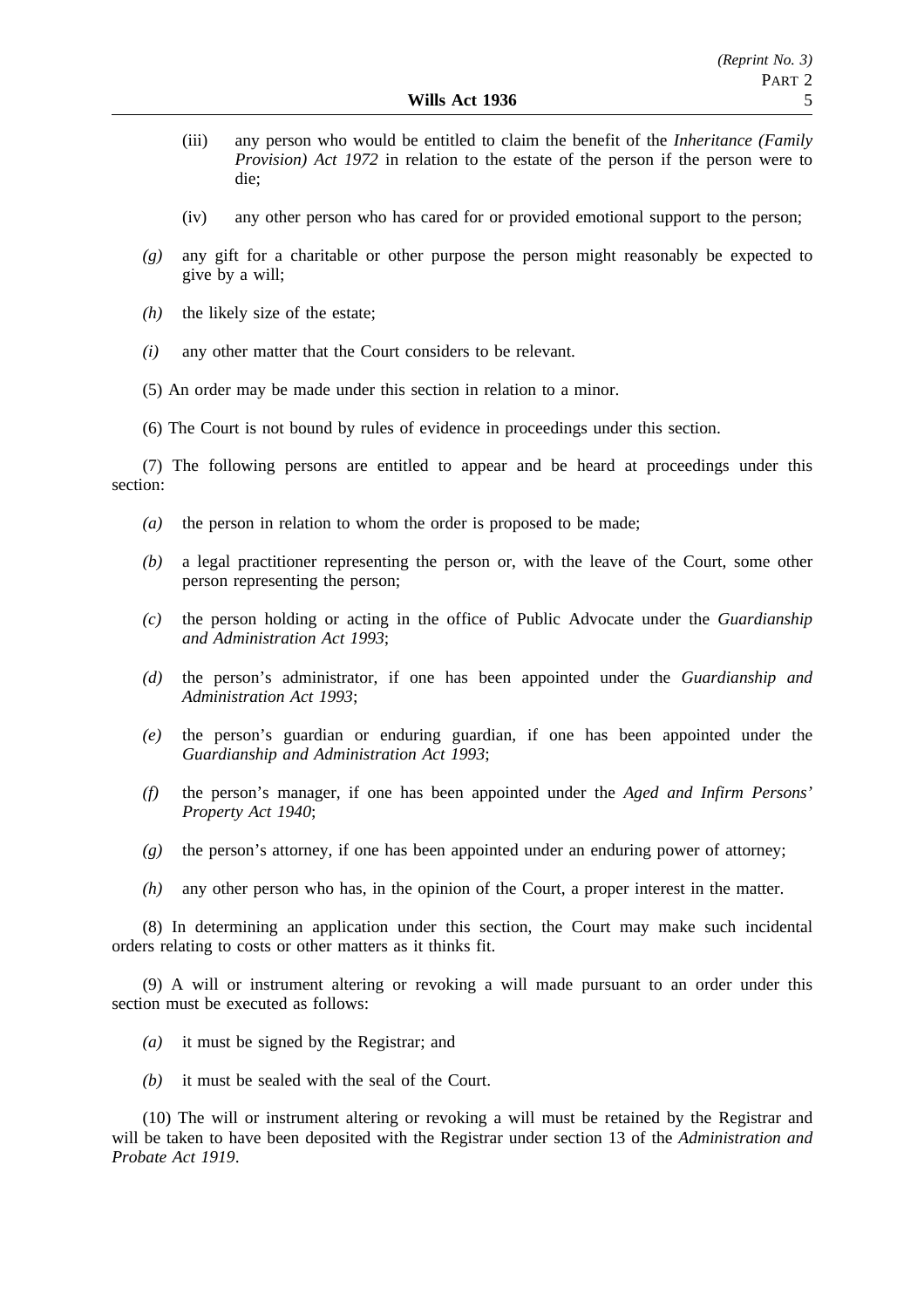(iii) any person who would be entitled to claim the benefit of the *Inheritance (Family Provision) Act 1972* in relation to the estate of the person if the person were to die;

(iv) any other person who has cared for or provided emotional support to the person;

*(g)* any gift for a charitable or other purpose the person might reasonably be expected to give by a will;

*(h)* the likely size of the estate;

*(i)* any other matter that the Court considers to be relevant.

(5) An order may be made under this section in relation to a minor.

(6) The Court is not bound by rules of evidence in proceedings under this section.

(7) The following persons are entitled to appear and be heard at proceedings under this section:

*(a)* the person in relation to whom the order is proposed to be made;

*(b)* a legal practitioner representing the person or, with the leave of the Court, some other person representing the person;

*(c)* the person holding or acting in the office of Public Advocate under the *Guardianship and Administration Act 1993*;

*(d)* the person's administrator, if one has been appointed under the *Guardianship and Administration Act 1993*;

*(e)* the person's guardian or enduring guardian, if one has been appointed under the *Guardianship and Administration Act 1993*;

*(f)* the person's manager, if one has been appointed under the *Aged and Infirm Persons' Property Act 1940*;

*(g)* the person's attorney, if one has been appointed under an enduring power of attorney;

*(h)* any other person who has, in the opinion of the Court, a proper interest in the matter.

(8) In determining an application under this section, the Court may make such incidental orders relating to costs or other matters as it thinks fit.

(9) A will or instrument altering or revoking a will made pursuant to an order under this section must be executed as follows:

*(a)* it must be signed by the Registrar; and

*(b)* it must be sealed with the seal of the Court.

(10) The will or instrument altering or revoking a will must be retained by the Registrar and will be taken to have been deposited with the Registrar under section 13 of the *Administration and Probate Act 1919*.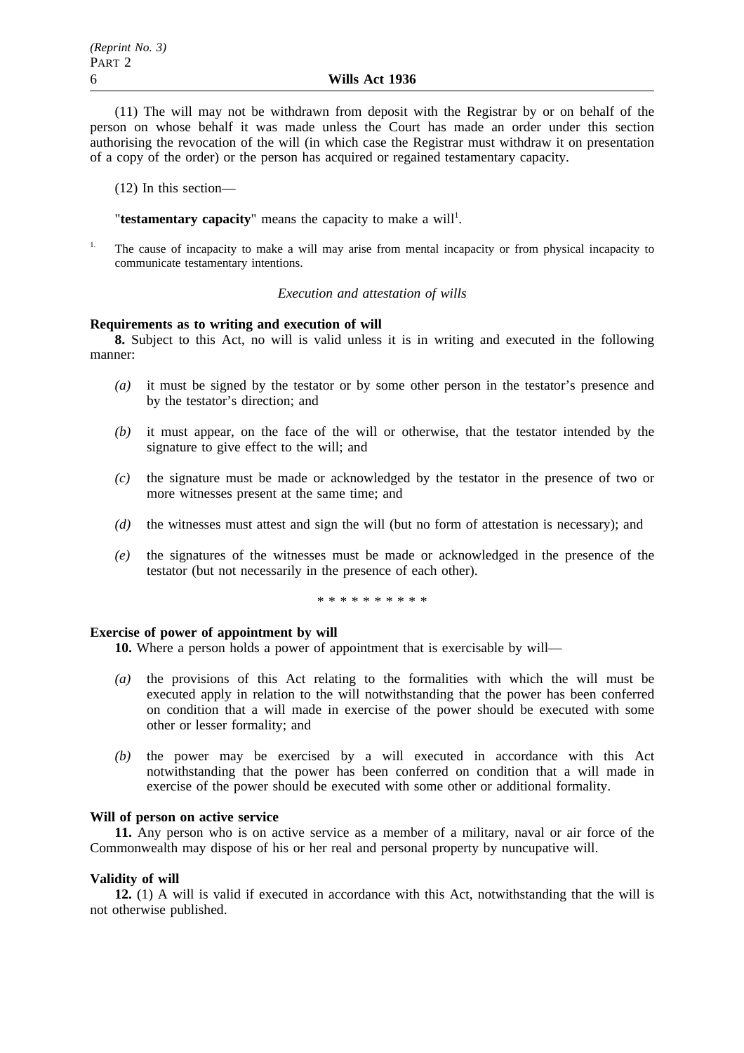(11) The will may not be withdrawn from deposit with the Registrar by or on behalf of the person on whose behalf it was made unless the Court has made an order under this section authorising the revocation of the will (in which case the Registrar must withdraw it on presentation of a copy of the order) or the person has acquired or regained testamentary capacity.

(12) In this section—

"**testamentary capacity**" means the capacity to make a will[1].

[1] The cause of incapacity to make a will may arise from mental incapacity or from physical incapacity to communicate testamentary intentions.

*Execution and attestation of wills*

**Requirements as to writing and execution of will**

**8.** Subject to this Act, no will is valid unless it is in writing and executed in the following manner:

*(a)* it must be signed by the testator or by some other person in the testator's presence and by the testator's direction; and

*(b)* it must appear, on the face of the will or otherwise, that the testator intended by the signature to give effect to the will; and

*(c)* the signature must be made or acknowledged by the testator in the presence of two or more witnesses present at the same time; and

*(d)* the witnesses must attest and sign the will (but no form of attestation is necessary); and

*(e)* the signatures of the witnesses must be made or acknowledged in the presence of the testator (but not necessarily in the presence of each other).

\* \* \* \* \* \* \* \* \* \*

**Exercise of power of appointment by will**

**10.** Where a person holds a power of appointment that is exercisable by will—

*(a)* the provisions of this Act relating to the formalities with which the will must be executed apply in relation to the will notwithstanding that the power has been conferred on condition that a will made in exercise of the power should be executed with some other or lesser formality; and

*(b)* the power may be exercised by a will executed in accordance with this Act notwithstanding that the power has been conferred on condition that a will made in exercise of the power should be executed with some other or additional formality.

**Will of person on active service**

**11.** Any person who is on active service as a member of a military, naval or air force of the Commonwealth may dispose of his or her real and personal property by nuncupative will.

**Validity of will**

**12.** (1) A will is valid if executed in accordance with this Act, notwithstanding that the will is not otherwise published.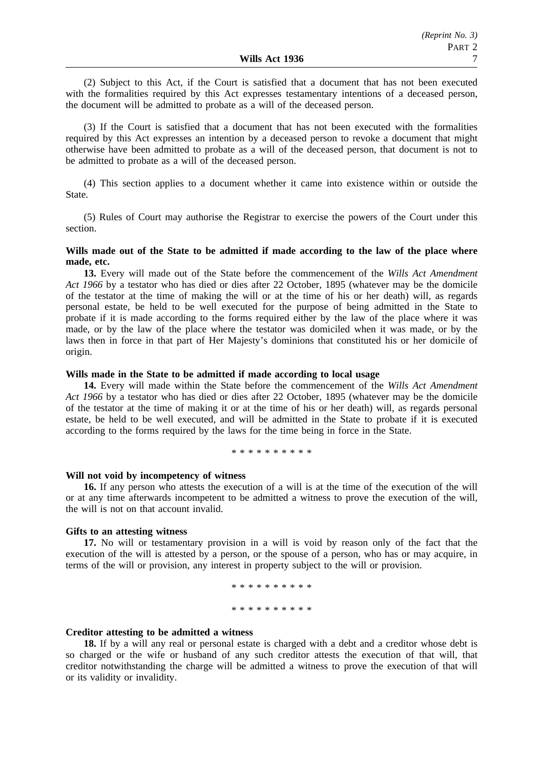(2) Subject to this Act, if the Court is satisfied that a document that has not been executed with the formalities required by this Act expresses testamentary intentions of a deceased person, the document will be admitted to probate as a will of the deceased person.

(3) If the Court is satisfied that a document that has not been executed with the formalities required by this Act expresses an intention by a deceased person to revoke a document that might otherwise have been admitted to probate as a will of the deceased person, that document is not to be admitted to probate as a will of the deceased person.

(4) This section applies to a document whether it came into existence within or outside the State.

(5) Rules of Court may authorise the Registrar to exercise the powers of the Court under this section.

**Wills made out of the State to be admitted if made according to the law of the place where made, etc.**

**13.** Every will made out of the State before the commencement of the *Wills Act Amendment Act 1966* by a testator who has died or dies after 22 October, 1895 (whatever may be the domicile of the testator at the time of making the will or at the time of his or her death) will, as regards personal estate, be held to be well executed for the purpose of being admitted in the State to probate if it is made according to the forms required either by the law of the place where it was made, or by the law of the place where the testator was domiciled when it was made, or by the laws then in force in that part of Her Majesty's dominions that constituted his or her domicile of origin.

**Wills made in the State to be admitted if made according to local usage**

**14.** Every will made within the State before the commencement of the *Wills Act Amendment Act 1966* by a testator who has died or dies after 22 October, 1895 (whatever may be the domicile of the testator at the time of making it or at the time of his or her death) will, as regards personal estate, be held to be well executed, and will be admitted in the State to probate if it is executed according to the forms required by the laws for the time being in force in the State.

\* \* \* \* \* \* \* \* \* \*

**Will not void by incompetency of witness**

**16.** If any person who attests the execution of a will is at the time of the execution of the will or at any time afterwards incompetent to be admitted a witness to prove the execution of the will, the will is not on that account invalid.

**Gifts to an attesting witness**

**17.** No will or testamentary provision in a will is void by reason only of the fact that the execution of the will is attested by a person, or the spouse of a person, who has or may acquire, in terms of the will or provision, any interest in property subject to the will or provision.

\* \* \* \* \* \* \* \* \* \*

\* \* \* \* \* \* \* \* \* \*

**Creditor attesting to be admitted a witness**

**18.** If by a will any real or personal estate is charged with a debt and a creditor whose debt is so charged or the wife or husband of any such creditor attests the execution of that will, that creditor notwithstanding the charge will be admitted a witness to prove the execution of that will or its validity or invalidity.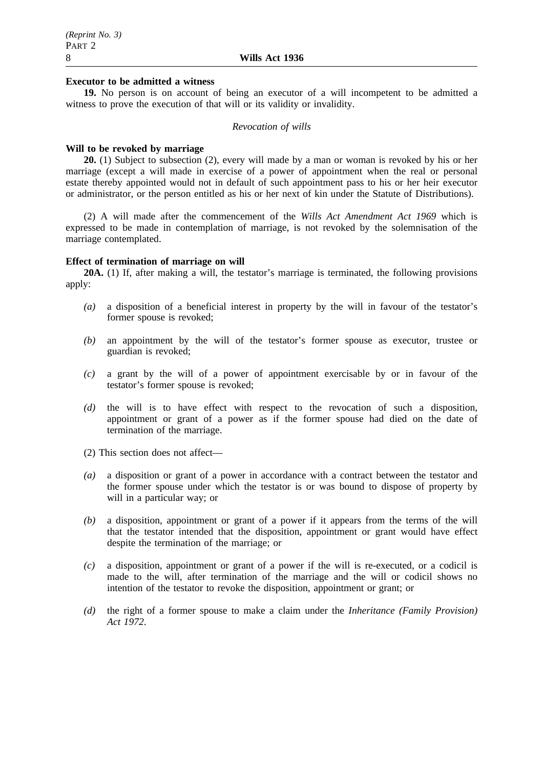**Executor to be admitted a witness**

**19.** No person is on account of being an executor of a will incompetent to be admitted a witness to prove the execution of that will or its validity or invalidity.

*Revocation of wills*

**Will to be revoked by marriage**

**20.** (1) Subject to subsection (2), every will made by a man or woman is revoked by his or her marriage (except a will made in exercise of a power of appointment when the real or personal estate thereby appointed would not in default of such appointment pass to his or her heir executor or administrator, or the person entitled as his or her next of kin under the Statute of Distributions).

(2) A will made after the commencement of the *Wills Act Amendment Act 1969* which is expressed to be made in contemplation of marriage, is not revoked by the solemnisation of the marriage contemplated.

**Effect of termination of marriage on will**

**20A.** (1) If, after making a will, the testator's marriage is terminated, the following provisions apply:

- *(a)* a disposition of a beneficial interest in property by the will in favour of the testator's former spouse is revoked;
- *(b)* an appointment by the will of the testator's former spouse as executor, trustee or guardian is revoked;
- *(c)* a grant by the will of a power of appointment exercisable by or in favour of the testator's former spouse is revoked;
- *(d)* the will is to have effect with respect to the revocation of such a disposition, appointment or grant of a power as if the former spouse had died on the date of termination of the marriage.

(2) This section does not affect—

- *(a)* a disposition or grant of a power in accordance with a contract between the testator and the former spouse under which the testator is or was bound to dispose of property by will in a particular way; or
- *(b)* a disposition, appointment or grant of a power if it appears from the terms of the will that the testator intended that the disposition, appointment or grant would have effect despite the termination of the marriage; or
- *(c)* a disposition, appointment or grant of a power if the will is re-executed, or a codicil is made to the will, after termination of the marriage and the will or codicil shows no intention of the testator to revoke the disposition, appointment or grant; or
- *(d)* the right of a former spouse to make a claim under the *Inheritance (Family Provision) Act 1972*.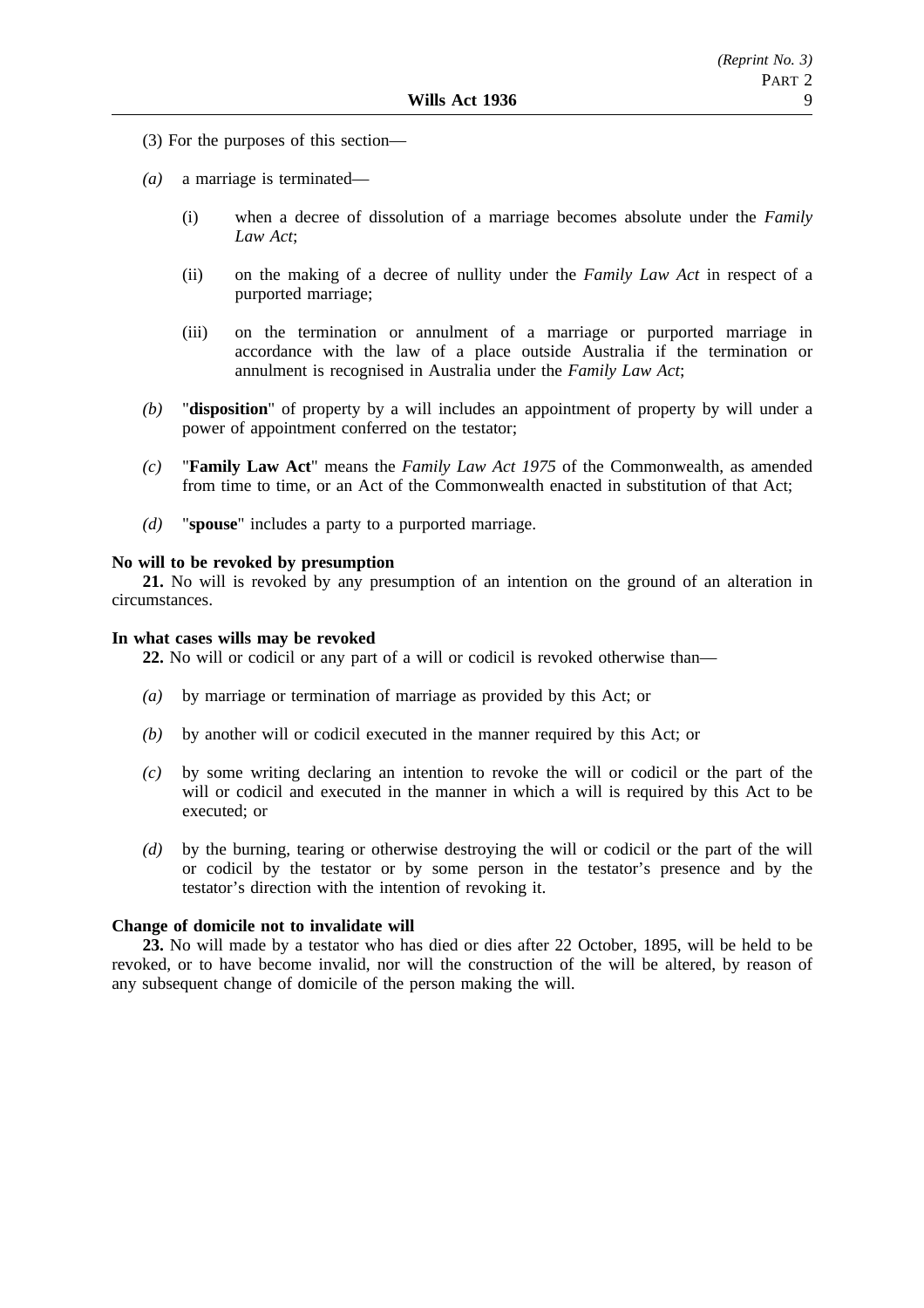(3) For the purposes of this section—

*(a)* a marriage is terminated—

(i) when a decree of dissolution of a marriage becomes absolute under the *Family Law Act*;

(ii) on the making of a decree of nullity under the *Family Law Act* in respect of a purported marriage;

(iii) on the termination or annulment of a marriage or purported marriage in accordance with the law of a place outside Australia if the termination or annulment is recognised in Australia under the *Family Law Act*;

*(b)* "**disposition**" of property by a will includes an appointment of property by will under a power of appointment conferred on the testator;

*(c)* "**Family Law Act**" means the *Family Law Act 1975* of the Commonwealth, as amended from time to time, or an Act of the Commonwealth enacted in substitution of that Act;

*(d)* "**spouse**" includes a party to a purported marriage.

**No will to be revoked by presumption**

**21.** No will is revoked by any presumption of an intention on the ground of an alteration in circumstances.

**In what cases wills may be revoked**

**22.** No will or codicil or any part of a will or codicil is revoked otherwise than—

*(a)* by marriage or termination of marriage as provided by this Act; or

*(b)* by another will or codicil executed in the manner required by this Act; or

*(c)* by some writing declaring an intention to revoke the will or codicil or the part of the will or codicil and executed in the manner in which a will is required by this Act to be executed; or

*(d)* by the burning, tearing or otherwise destroying the will or codicil or the part of the will or codicil by the testator or by some person in the testator's presence and by the testator's direction with the intention of revoking it.

**Change of domicile not to invalidate will**

**23.** No will made by a testator who has died or dies after 22 October, 1895, will be held to be revoked, or to have become invalid, nor will the construction of the will be altered, by reason of any subsequent change of domicile of the person making the will.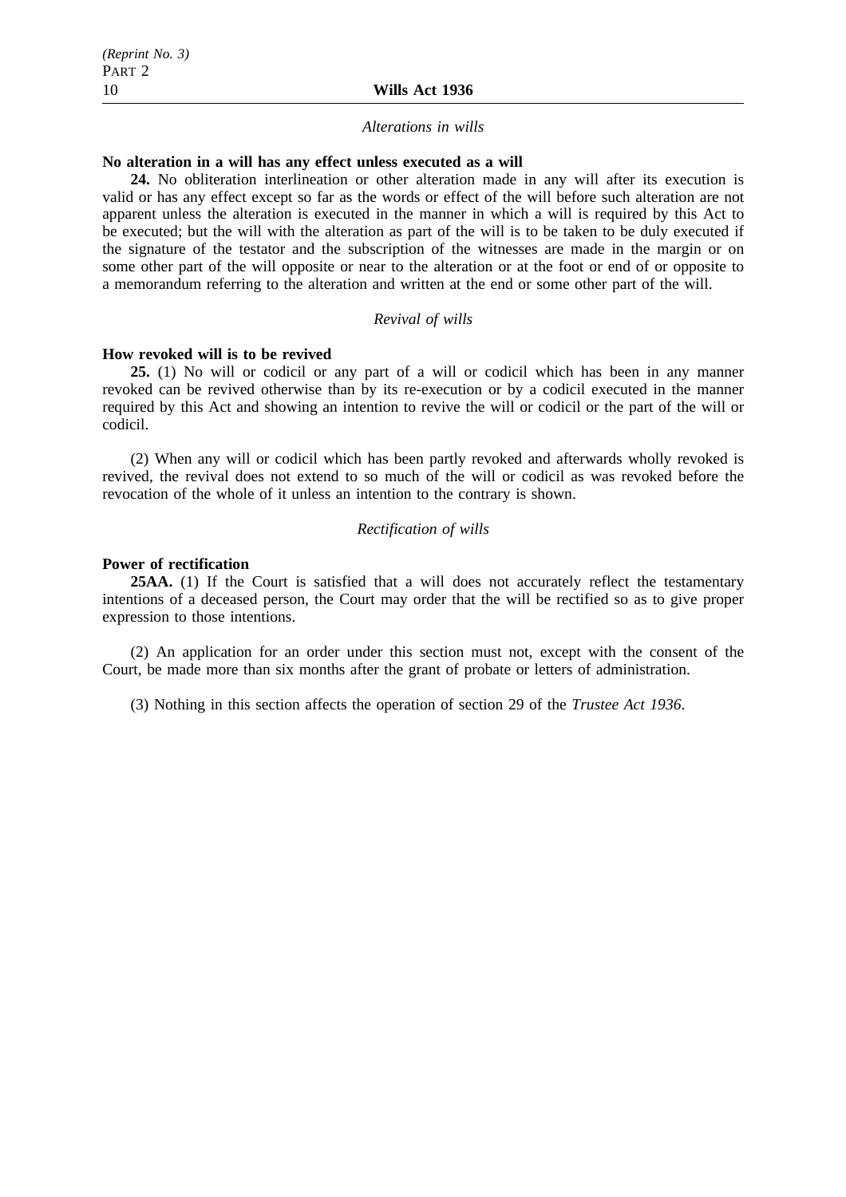*Alterations in wills*

**No alteration in a will has any effect unless executed as a will**

**24.** No obliteration interlineation or other alteration made in any will after its execution is valid or has any effect except so far as the words or effect of the will before such alteration are not apparent unless the alteration is executed in the manner in which a will is required by this Act to be executed; but the will with the alteration as part of the will is to be taken to be duly executed if the signature of the testator and the subscription of the witnesses are made in the margin or on some other part of the will opposite or near to the alteration or at the foot or end of or opposite to a memorandum referring to the alteration and written at the end or some other part of the will.

*Revival of wills*

**How revoked will is to be revived**

**25.** (1) No will or codicil or any part of a will or codicil which has been in any manner revoked can be revived otherwise than by its re-execution or by a codicil executed in the manner required by this Act and showing an intention to revive the will or codicil or the part of the will or codicil.

(2) When any will or codicil which has been partly revoked and afterwards wholly revoked is revived, the revival does not extend to so much of the will or codicil as was revoked before the revocation of the whole of it unless an intention to the contrary is shown.

*Rectification of wills*

**Power of rectification**

**25AA.** (1) If the Court is satisfied that a will does not accurately reflect the testamentary intentions of a deceased person, the Court may order that the will be rectified so as to give proper expression to those intentions.

(2) An application for an order under this section must not, except with the consent of the Court, be made more than six months after the grant of probate or letters of administration.

(3) Nothing in this section affects the operation of section 29 of the *Trustee Act 1936*.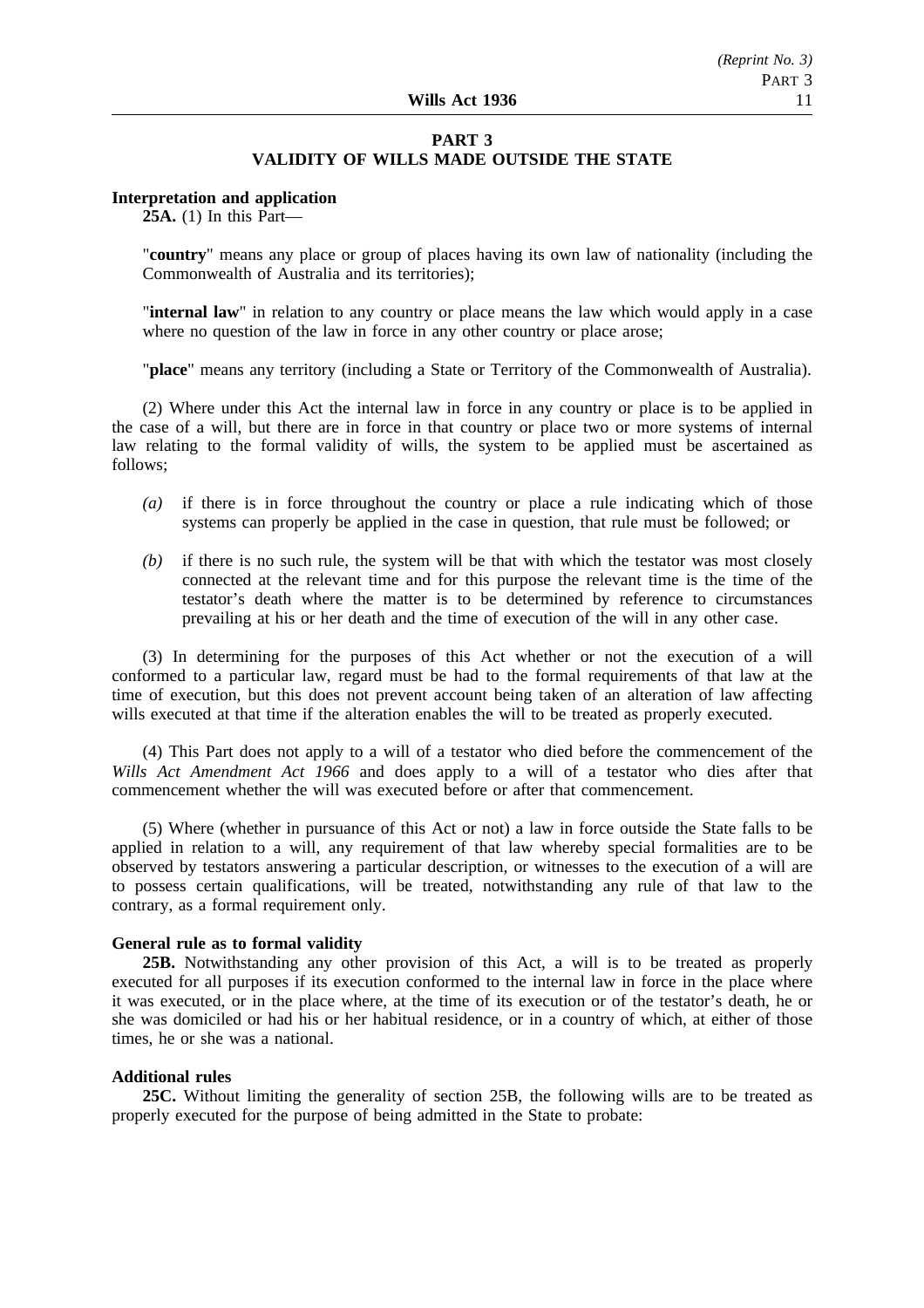## PART 3
## VALIDITY OF WILLS MADE OUTSIDE THE STATE

**Interpretation and application**

**25A.** (1) In this Part—

"**country**" means any place or group of places having its own law of nationality (including the Commonwealth of Australia and its territories);

"**internal law**" in relation to any country or place means the law which would apply in a case where no question of the law in force in any other country or place arose;

"**place**" means any territory (including a State or Territory of the Commonwealth of Australia).

(2) Where under this Act the internal law in force in any country or place is to be applied in the case of a will, but there are in force in that country or place two or more systems of internal law relating to the formal validity of wills, the system to be applied must be ascertained as follows;

- *(a)* if there is in force throughout the country or place a rule indicating which of those systems can properly be applied in the case in question, that rule must be followed; or
- *(b)* if there is no such rule, the system will be that with which the testator was most closely connected at the relevant time and for this purpose the relevant time is the time of the testator's death where the matter is to be determined by reference to circumstances prevailing at his or her death and the time of execution of the will in any other case.

(3) In determining for the purposes of this Act whether or not the execution of a will conformed to a particular law, regard must be had to the formal requirements of that law at the time of execution, but this does not prevent account being taken of an alteration of law affecting wills executed at that time if the alteration enables the will to be treated as properly executed.

(4) This Part does not apply to a will of a testator who died before the commencement of the *Wills Act Amendment Act 1966* and does apply to a will of a testator who dies after that commencement whether the will was executed before or after that commencement.

(5) Where (whether in pursuance of this Act or not) a law in force outside the State falls to be applied in relation to a will, any requirement of that law whereby special formalities are to be observed by testators answering a particular description, or witnesses to the execution of a will are to possess certain qualifications, will be treated, notwithstanding any rule of that law to the contrary, as a formal requirement only.

**General rule as to formal validity**

**25B.** Notwithstanding any other provision of this Act, a will is to be treated as properly executed for all purposes if its execution conformed to the internal law in force in the place where it was executed, or in the place where, at the time of its execution or of the testator's death, he or she was domiciled or had his or her habitual residence, or in a country of which, at either of those times, he or she was a national.

**Additional rules**

**25C.** Without limiting the generality of section 25B, the following wills are to be treated as properly executed for the purpose of being admitted in the State to probate: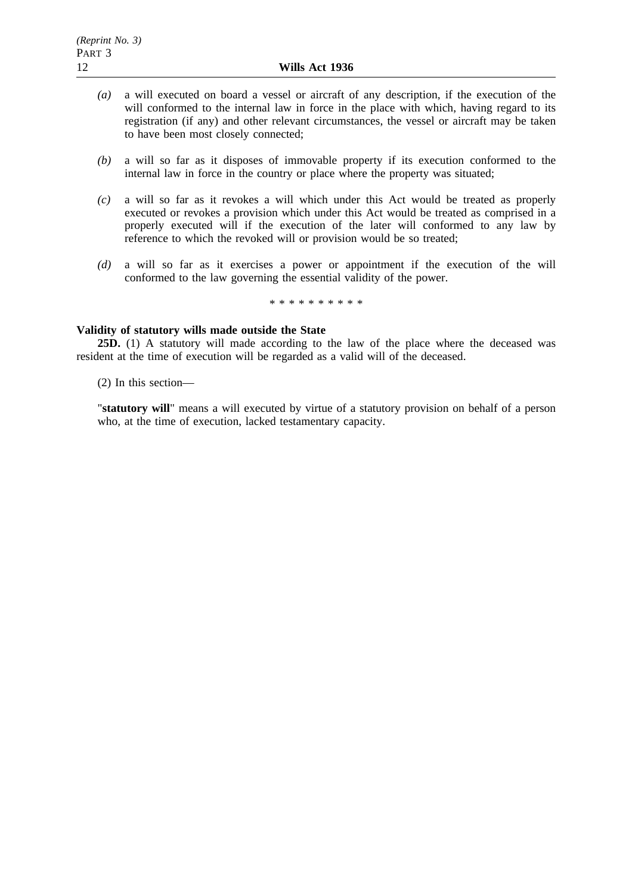*(a)* a will executed on board a vessel or aircraft of any description, if the execution of the will conformed to the internal law in force in the place with which, having regard to its registration (if any) and other relevant circumstances, the vessel or aircraft may be taken to have been most closely connected;

*(b)* a will so far as it disposes of immovable property if its execution conformed to the internal law in force in the country or place where the property was situated;

*(c)* a will so far as it revokes a will which under this Act would be treated as properly executed or revokes a provision which under this Act would be treated as comprised in a properly executed will if the execution of the later will conformed to any law by reference to which the revoked will or provision would be so treated;

*(d)* a will so far as it exercises a power or appointment if the execution of the will conformed to the law governing the essential validity of the power.

\* \* \* \* \* \* \* \* \* \*

**Validity of statutory wills made outside the State**

**25D.** (1) A statutory will made according to the law of the place where the deceased was resident at the time of execution will be regarded as a valid will of the deceased.

(2) In this section—

"**statutory will**" means a will executed by virtue of a statutory provision on behalf of a person who, at the time of execution, lacked testamentary capacity.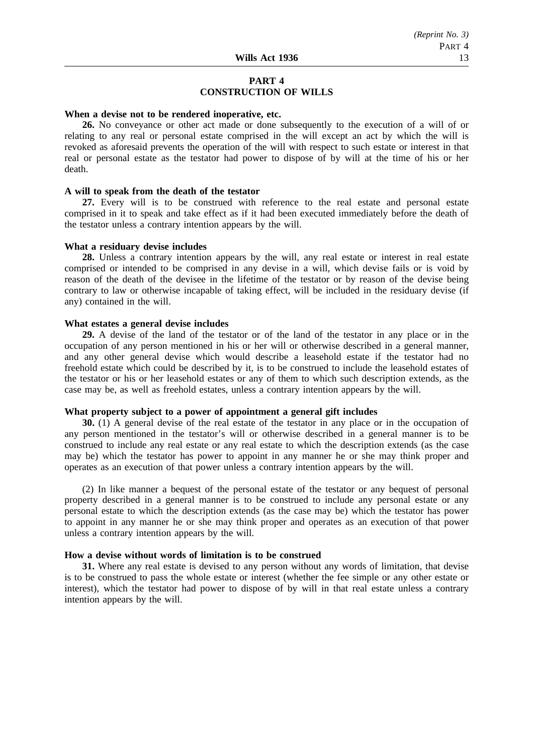## PART 4
## CONSTRUCTION OF WILLS

**When a devise not to be rendered inoperative, etc.**

**26.** No conveyance or other act made or done subsequently to the execution of a will of or relating to any real or personal estate comprised in the will except an act by which the will is revoked as aforesaid prevents the operation of the will with respect to such estate or interest in that real or personal estate as the testator had power to dispose of by will at the time of his or her death.

**A will to speak from the death of the testator**

**27.** Every will is to be construed with reference to the real estate and personal estate comprised in it to speak and take effect as if it had been executed immediately before the death of the testator unless a contrary intention appears by the will.

**What a residuary devise includes**

**28.** Unless a contrary intention appears by the will, any real estate or interest in real estate comprised or intended to be comprised in any devise in a will, which devise fails or is void by reason of the death of the devisee in the lifetime of the testator or by reason of the devise being contrary to law or otherwise incapable of taking effect, will be included in the residuary devise (if any) contained in the will.

**What estates a general devise includes**

**29.** A devise of the land of the testator or of the land of the testator in any place or in the occupation of any person mentioned in his or her will or otherwise described in a general manner, and any other general devise which would describe a leasehold estate if the testator had no freehold estate which could be described by it, is to be construed to include the leasehold estates of the testator or his or her leasehold estates or any of them to which such description extends, as the case may be, as well as freehold estates, unless a contrary intention appears by the will.

**What property subject to a power of appointment a general gift includes**

**30.** (1) A general devise of the real estate of the testator in any place or in the occupation of any person mentioned in the testator's will or otherwise described in a general manner is to be construed to include any real estate or any real estate to which the description extends (as the case may be) which the testator has power to appoint in any manner he or she may think proper and operates as an execution of that power unless a contrary intention appears by the will.

(2) In like manner a bequest of the personal estate of the testator or any bequest of personal property described in a general manner is to be construed to include any personal estate or any personal estate to which the description extends (as the case may be) which the testator has power to appoint in any manner he or she may think proper and operates as an execution of that power unless a contrary intention appears by the will.

**How a devise without words of limitation is to be construed**

**31.** Where any real estate is devised to any person without any words of limitation, that devise is to be construed to pass the whole estate or interest (whether the fee simple or any other estate or interest), which the testator had power to dispose of by will in that real estate unless a contrary intention appears by the will.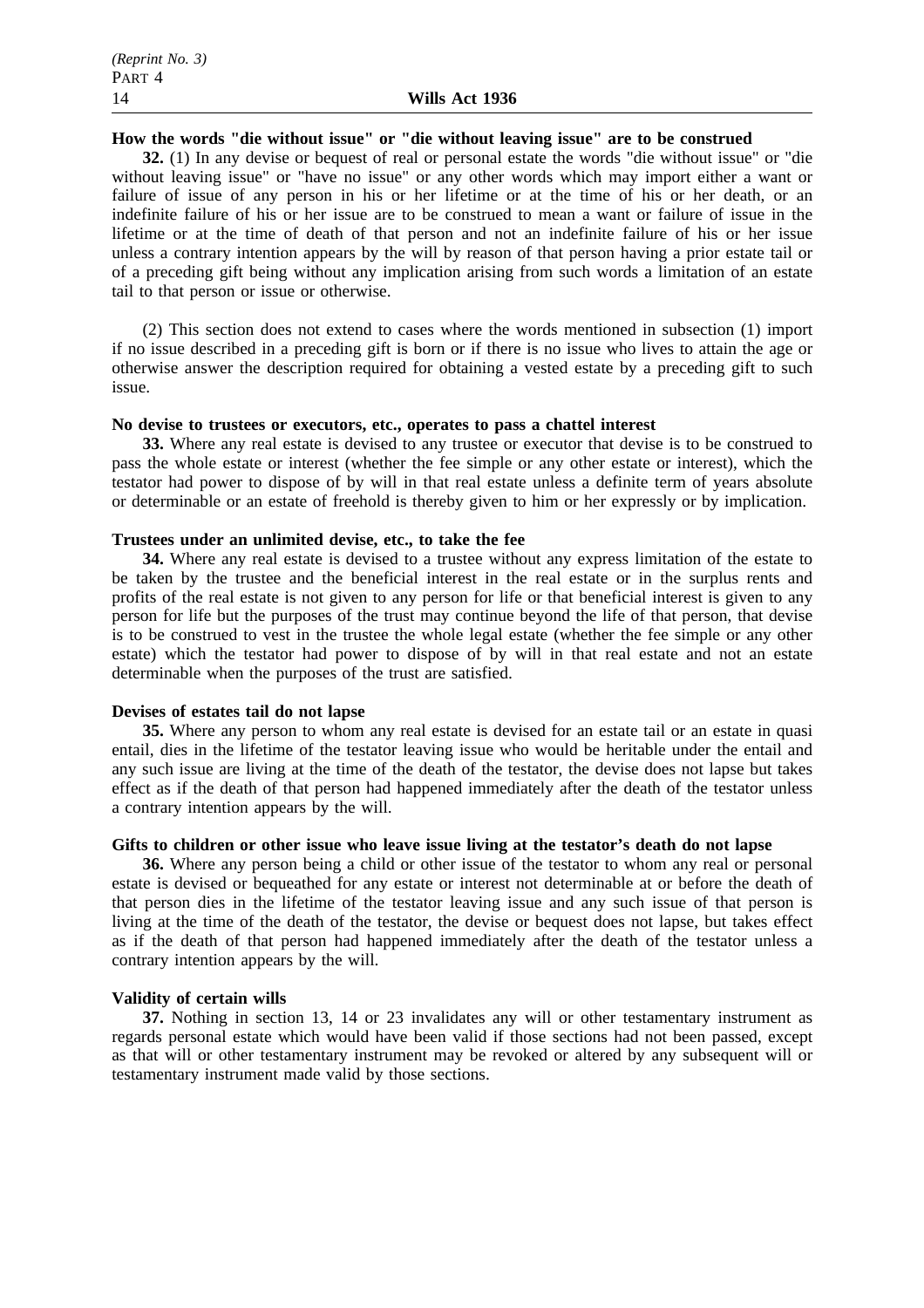**How the words "die without issue" or "die without leaving issue" are to be construed**

**32.** (1) In any devise or bequest of real or personal estate the words "die without issue" or "die without leaving issue" or "have no issue" or any other words which may import either a want or failure of issue of any person in his or her lifetime or at the time of his or her death, or an indefinite failure of his or her issue are to be construed to mean a want or failure of issue in the lifetime or at the time of death of that person and not an indefinite failure of his or her issue unless a contrary intention appears by the will by reason of that person having a prior estate tail or of a preceding gift being without any implication arising from such words a limitation of an estate tail to that person or issue or otherwise.

(2) This section does not extend to cases where the words mentioned in subsection (1) import if no issue described in a preceding gift is born or if there is no issue who lives to attain the age or otherwise answer the description required for obtaining a vested estate by a preceding gift to such issue.

**No devise to trustees or executors, etc., operates to pass a chattel interest**

**33.** Where any real estate is devised to any trustee or executor that devise is to be construed to pass the whole estate or interest (whether the fee simple or any other estate or interest), which the testator had power to dispose of by will in that real estate unless a definite term of years absolute or determinable or an estate of freehold is thereby given to him or her expressly or by implication.

**Trustees under an unlimited devise, etc., to take the fee**

**34.** Where any real estate is devised to a trustee without any express limitation of the estate to be taken by the trustee and the beneficial interest in the real estate or in the surplus rents and profits of the real estate is not given to any person for life or that beneficial interest is given to any person for life but the purposes of the trust may continue beyond the life of that person, that devise is to be construed to vest in the trustee the whole legal estate (whether the fee simple or any other estate) which the testator had power to dispose of by will in that real estate and not an estate determinable when the purposes of the trust are satisfied.

**Devises of estates tail do not lapse**

**35.** Where any person to whom any real estate is devised for an estate tail or an estate in quasi entail, dies in the lifetime of the testator leaving issue who would be heritable under the entail and any such issue are living at the time of the death of the testator, the devise does not lapse but takes effect as if the death of that person had happened immediately after the death of the testator unless a contrary intention appears by the will.

**Gifts to children or other issue who leave issue living at the testator's death do not lapse**

**36.** Where any person being a child or other issue of the testator to whom any real or personal estate is devised or bequeathed for any estate or interest not determinable at or before the death of that person dies in the lifetime of the testator leaving issue and any such issue of that person is living at the time of the death of the testator, the devise or bequest does not lapse, but takes effect as if the death of that person had happened immediately after the death of the testator unless a contrary intention appears by the will.

**Validity of certain wills**

**37.** Nothing in section 13, 14 or 23 invalidates any will or other testamentary instrument as regards personal estate which would have been valid if those sections had not been passed, except as that will or other testamentary instrument may be revoked or altered by any subsequent will or testamentary instrument made valid by those sections.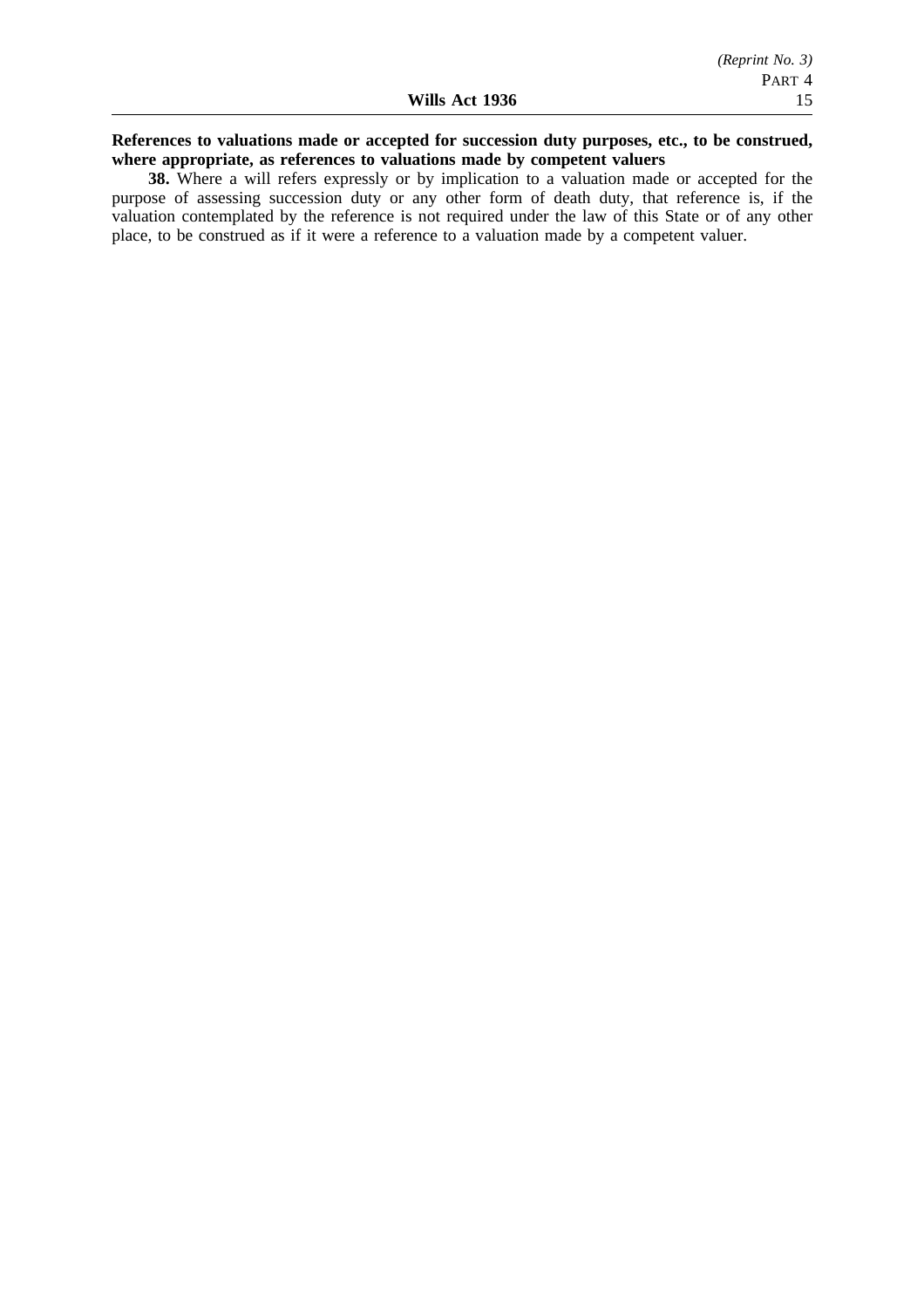**References to valuations made or accepted for succession duty purposes, etc., to be construed, where appropriate, as references to valuations made by competent valuers**

**38.** Where a will refers expressly or by implication to a valuation made or accepted for the purpose of assessing succession duty or any other form of death duty, that reference is, if the valuation contemplated by the reference is not required under the law of this State or of any other place, to be construed as if it were a reference to a valuation made by a competent valuer.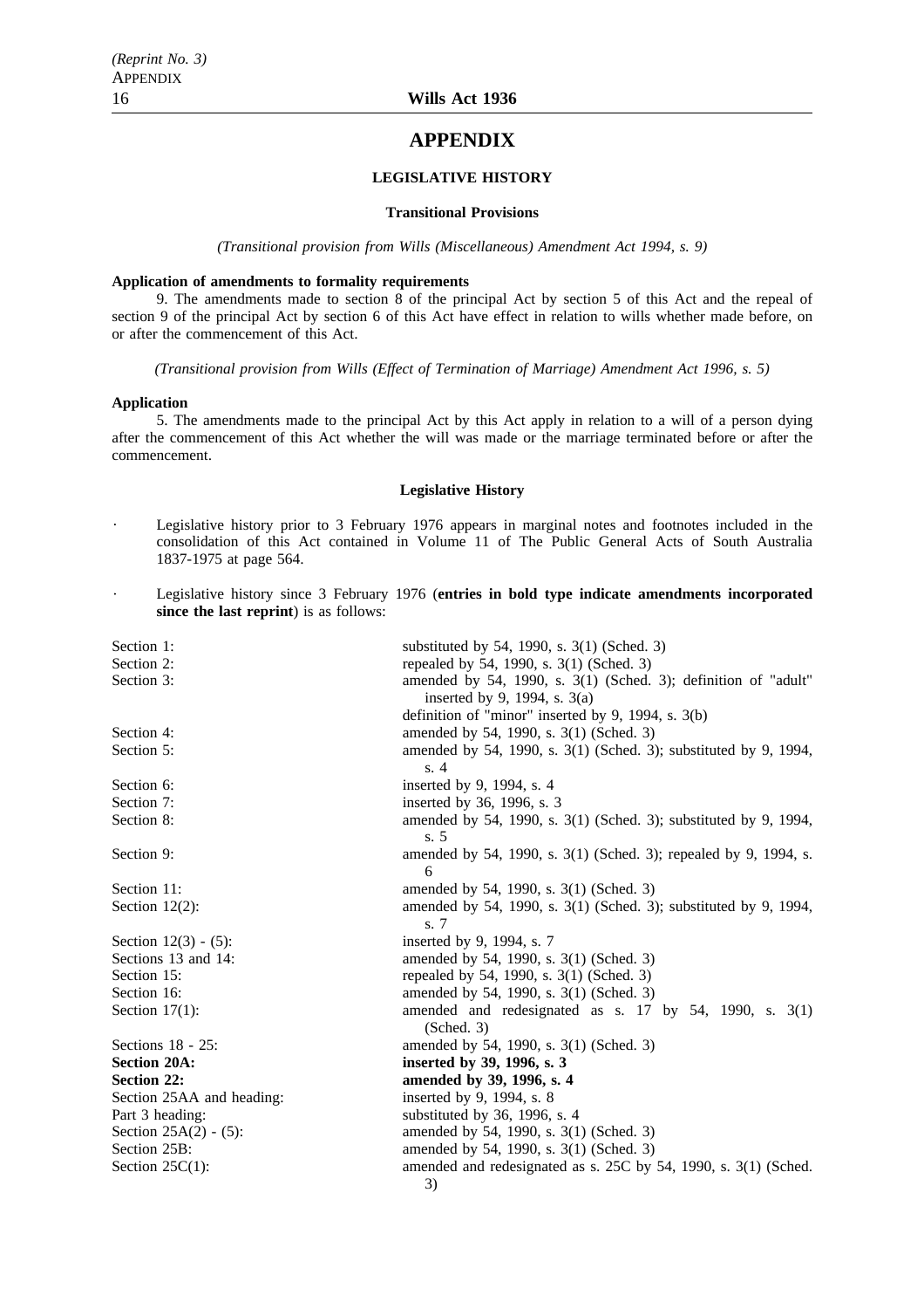# APPENDIX

## LEGISLATIVE HISTORY

### Transitional Provisions

*(Transitional provision from Wills (Miscellaneous) Amendment Act 1994, s. 9)*

**Application of amendments to formality requirements**

9. The amendments made to section 8 of the principal Act by section 5 of this Act and the repeal of section 9 of the principal Act by section 6 of this Act have effect in relation to wills whether made before, on or after the commencement of this Act.

*(Transitional provision from Wills (Effect of Termination of Marriage) Amendment Act 1996, s. 5)*

**Application**

5. The amendments made to the principal Act by this Act apply in relation to a will of a person dying after the commencement of this Act whether the will was made or the marriage terminated before or after the commencement.

### Legislative History

- Legislative history prior to 3 February 1976 appears in marginal notes and footnotes included in the consolidation of this Act contained in Volume 11 of The Public General Acts of South Australia 1837-1975 at page 564.
- Legislative history since 3 February 1976 (**entries in bold type indicate amendments incorporated since the last reprint**) is as follows:

| | |
|---|---|
| Section 1: | substituted by 54, 1990, s. 3(1) (Sched. 3) |
| Section 2: | repealed by 54, 1990, s. 3(1) (Sched. 3) |
| Section 3: | amended by 54, 1990, s. 3(1) (Sched. 3); definition of "adult" inserted by 9, 1994, s. 3(a) |
| | definition of "minor" inserted by 9, 1994, s. 3(b) |
| Section 4: | amended by 54, 1990, s. 3(1) (Sched. 3) |
| Section 5: | amended by 54, 1990, s. 3(1) (Sched. 3); substituted by 9, 1994, s. 4 |
| Section 6: | inserted by 9, 1994, s. 4 |
| Section 7: | inserted by 36, 1996, s. 3 |
| Section 8: | amended by 54, 1990, s. 3(1) (Sched. 3); substituted by 9, 1994, s. 5 |
| Section 9: | amended by 54, 1990, s. 3(1) (Sched. 3); repealed by 9, 1994, s. 6 |
| Section 11: | amended by 54, 1990, s. 3(1) (Sched. 3) |
| Section 12(2): | amended by 54, 1990, s. 3(1) (Sched. 3); substituted by 9, 1994, s. 7 |
| Section 12(3) - (5): | inserted by 9, 1994, s. 7 |
| Sections 13 and 14: | amended by 54, 1990, s. 3(1) (Sched. 3) |
| Section 15: | repealed by 54, 1990, s. 3(1) (Sched. 3) |
| Section 16: | amended by 54, 1990, s. 3(1) (Sched. 3) |
| Section 17(1): | amended and redesignated as s. 17 by 54, 1990, s. 3(1) (Sched. 3) |
| Sections 18 - 25: | amended by 54, 1990, s. 3(1) (Sched. 3) |
| **Section 20A:** | **inserted by 39, 1996, s. 3** |
| **Section 22:** | **amended by 39, 1996, s. 4** |
| Section 25AA and heading: | inserted by 9, 1994, s. 8 |
| Part 3 heading: | substituted by 36, 1996, s. 4 |
| Section 25A(2) - (5): | amended by 54, 1990, s. 3(1) (Sched. 3) |
| Section 25B: | amended by 54, 1990, s. 3(1) (Sched. 3) |
| Section 25C(1): | amended and redesignated as s. 25C by 54, 1990, s. 3(1) (Sched. 3) |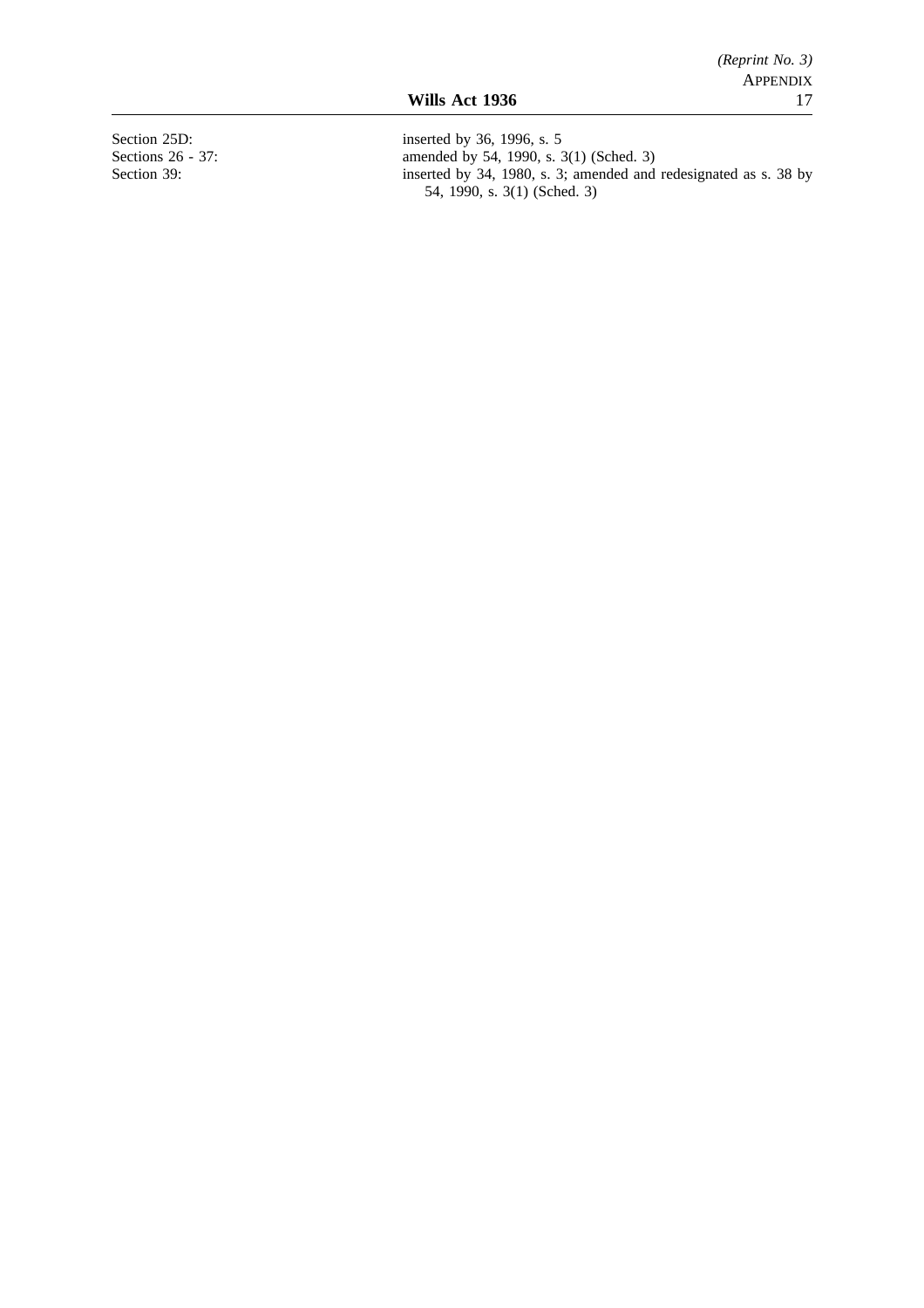| | |
|---|---|
| Section 25D: | inserted by 36, 1996, s. 5 |
| Sections 26 - 37: | amended by 54, 1990, s. 3(1) (Sched. 3) |
| Section 39: | inserted by 34, 1980, s. 3; amended and redesignated as s. 38 by 54, 1990, s. 3(1) (Sched. 3) |